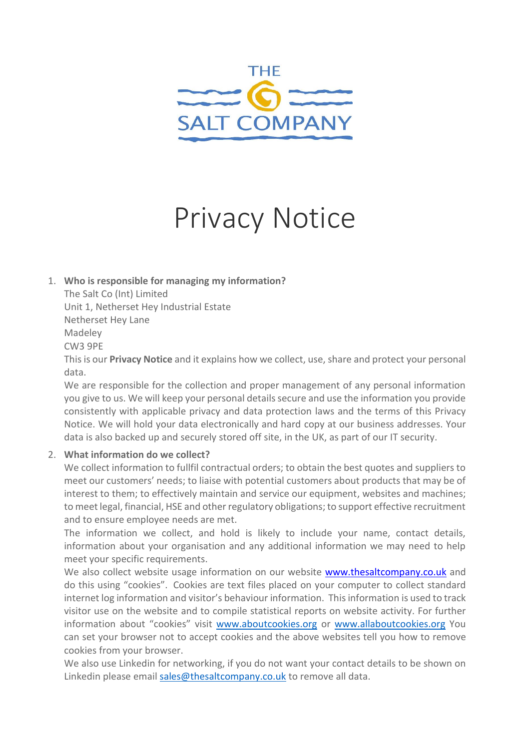THE SALT COMPANY

# Privacy Notice

1. **Who is responsible for managing my information?**
   The Salt Co (Int) Limited
   Unit 1, Netherset Hey Industrial Estate
   Netherset Hey Lane
   Madeley
   CW3 9PE
   This is our **Privacy Notice** and it explains how we collect, use, share and protect your personal data.
   We are responsible for the collection and proper management of any personal information you give to us. We will keep your personal details secure and use the information you provide consistently with applicable privacy and data protection laws and the terms of this Privacy Notice. We will hold your data electronically and hard copy at our business addresses. Your data is also backed up and securely stored off site, in the UK, as part of our IT security.

2. **What information do we collect?**
   We collect information to fullfil contractual orders; to obtain the best quotes and suppliers to meet our customers' needs; to liaise with potential customers about products that may be of interest to them; to effectively maintain and service our equipment, websites and machines; to meet legal, financial, HSE and other regulatory obligations; to support effective recruitment and to ensure employee needs are met.
   The information we collect, and hold is likely to include your name, contact details, information about your organisation and any additional information we may need to help meet your specific requirements.
   We also collect website usage information on our website www.thesaltcompany.co.uk and do this using "cookies". Cookies are text files placed on your computer to collect standard internet log information and visitor's behaviour information. This information is used to track visitor use on the website and to compile statistical reports on website activity. For further information about "cookies" visit www.aboutcookies.org or www.allaboutcookies.org You can set your browser not to accept cookies and the above websites tell you how to remove cookies from your browser.
   We also use Linkedin for networking, if you do not want your contact details to be shown on Linkedin please email sales@thesaltcompany.co.uk to remove all data.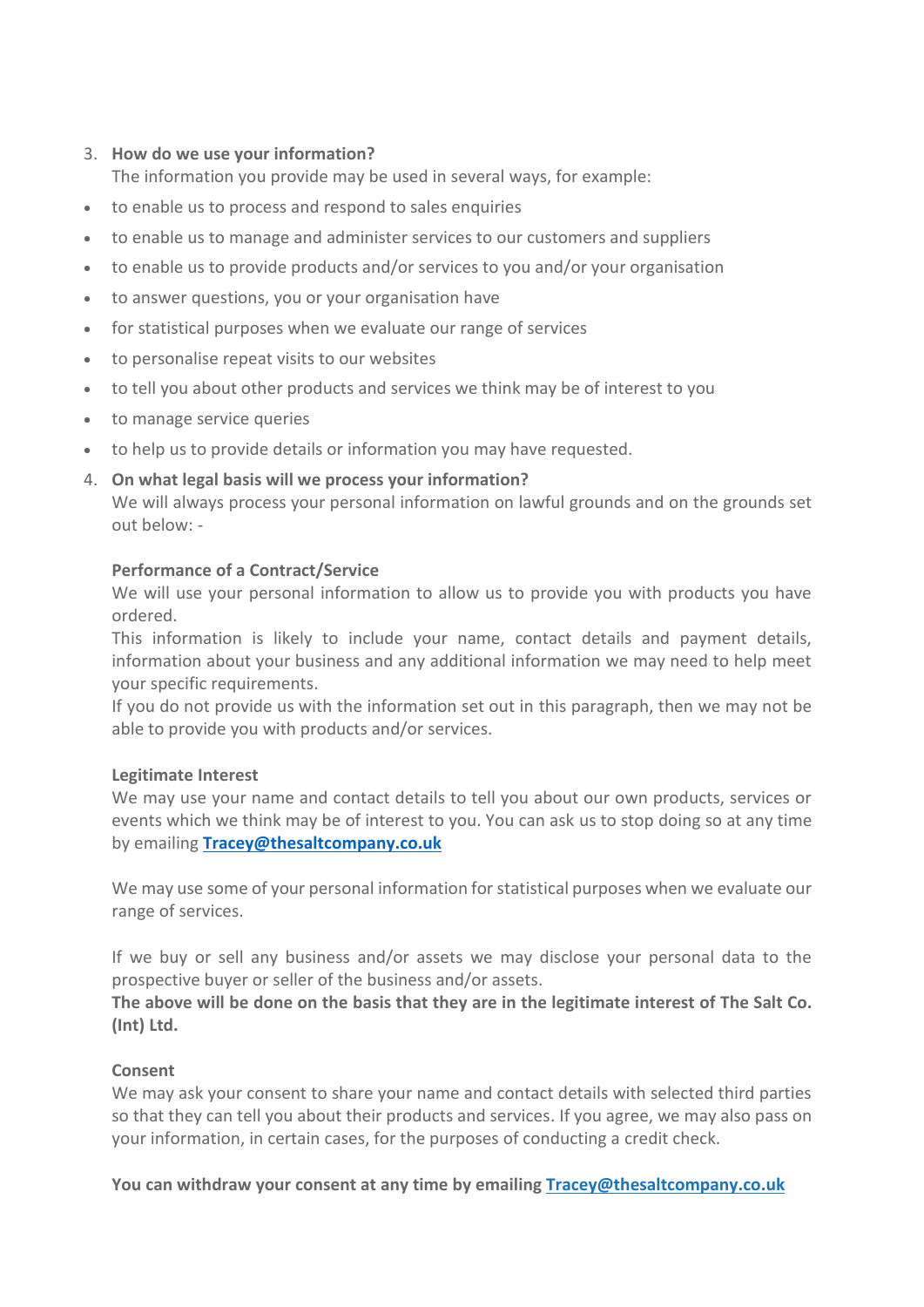3. **How do we use your information?**
   The information you provide may be used in several ways, for example:

- to enable us to process and respond to sales enquiries
- to enable us to manage and administer services to our customers and suppliers
- to enable us to provide products and/or services to you and/or your organisation
- to answer questions, you or your organisation have
- for statistical purposes when we evaluate our range of services
- to personalise repeat visits to our websites
- to tell you about other products and services we think may be of interest to you
- to manage service queries
- to help us to provide details or information you may have requested.

4. **On what legal basis will we process your information?**
   We will always process your personal information on lawful grounds and on the grounds set out below: -

   **Performance of a Contract/Service**
   We will use your personal information to allow us to provide you with products you have ordered.
   This information is likely to include your name, contact details and payment details, information about your business and any additional information we may need to help meet your specific requirements.
   If you do not provide us with the information set out in this paragraph, then we may not be able to provide you with products and/or services.

   **Legitimate Interest**
   We may use your name and contact details to tell you about our own products, services or events which we think may be of interest to you. You can ask us to stop doing so at any time by emailing **Tracey@thesaltcompany.co.uk**

   We may use some of your personal information for statistical purposes when we evaluate our range of services.

   If we buy or sell any business and/or assets we may disclose your personal data to the prospective buyer or seller of the business and/or assets.
   **The above will be done on the basis that they are in the legitimate interest of The Salt Co. (Int) Ltd.**

   **Consent**
   We may ask your consent to share your name and contact details with selected third parties so that they can tell you about their products and services. If you agree, we may also pass on your information, in certain cases, for the purposes of conducting a credit check.

   **You can withdraw your consent at any time by emailing Tracey@thesaltcompany.co.uk**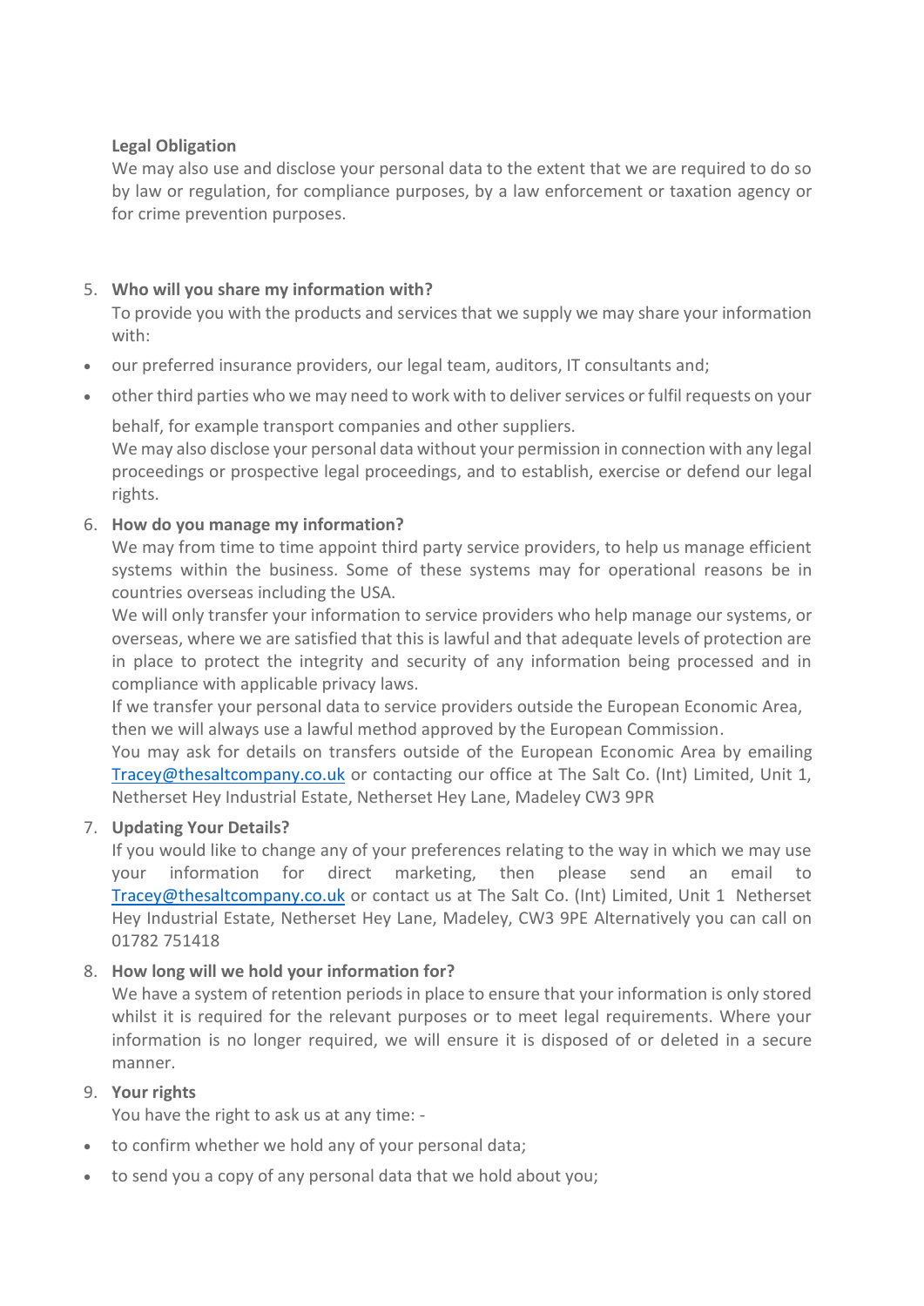**Legal Obligation**

We may also use and disclose your personal data to the extent that we are required to do so by law or regulation, for compliance purposes, by a law enforcement or taxation agency or for crime prevention purposes.

5. **Who will you share my information with?**

   To provide you with the products and services that we supply we may share your information with:

- our preferred insurance providers, our legal team, auditors, IT consultants and;
- other third parties who we may need to work with to deliver services or fulfil requests on your behalf, for example transport companies and other suppliers.

  We may also disclose your personal data without your permission in connection with any legal proceedings or prospective legal proceedings, and to establish, exercise or defend our legal rights.

6. **How do you manage my information?**

   We may from time to time appoint third party service providers, to help us manage efficient systems within the business. Some of these systems may for operational reasons be in countries overseas including the USA.

   We will only transfer your information to service providers who help manage our systems, or overseas, where we are satisfied that this is lawful and that adequate levels of protection are in place to protect the integrity and security of any information being processed and in compliance with applicable privacy laws.

   If we transfer your personal data to service providers outside the European Economic Area, then we will always use a lawful method approved by the European Commission.

   You may ask for details on transfers outside of the European Economic Area by emailing Tracey@thesaltcompany.co.uk or contacting our office at The Salt Co. (Int) Limited, Unit 1, Netherset Hey Industrial Estate, Netherset Hey Lane, Madeley CW3 9PR

7. **Updating Your Details?**

   If you would like to change any of your preferences relating to the way in which we may use your information for direct marketing, then please send an email to Tracey@thesaltcompany.co.uk or contact us at The Salt Co. (Int) Limited, Unit 1 Netherset Hey Industrial Estate, Netherset Hey Lane, Madeley, CW3 9PE Alternatively you can call on 01782 751418

8. **How long will we hold your information for?**

   We have a system of retention periods in place to ensure that your information is only stored whilst it is required for the relevant purposes or to meet legal requirements. Where your information is no longer required, we will ensure it is disposed of or deleted in a secure manner.

9. **Your rights**

   You have the right to ask us at any time: -

- to confirm whether we hold any of your personal data;
- to send you a copy of any personal data that we hold about you;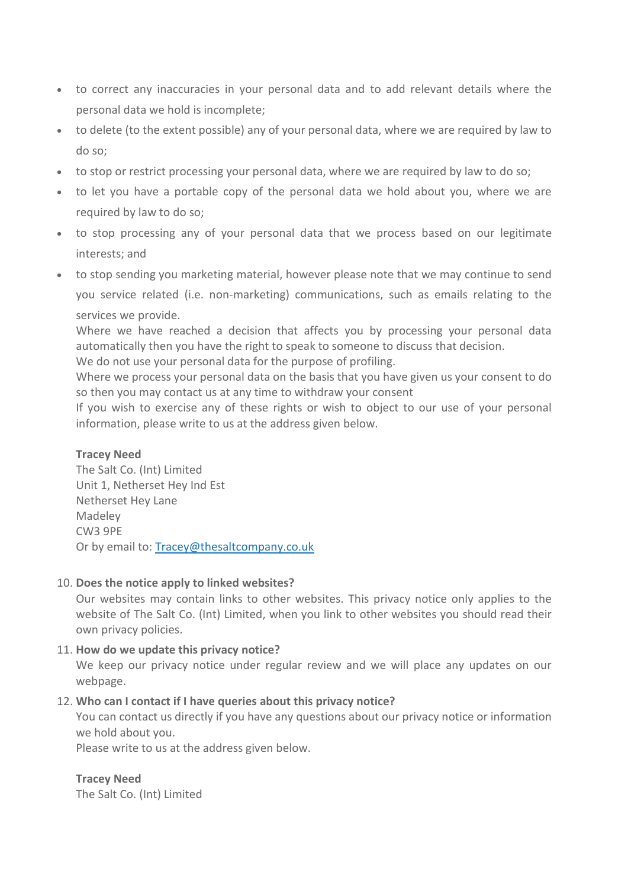- to correct any inaccuracies in your personal data and to add relevant details where the personal data we hold is incomplete;
- to delete (to the extent possible) any of your personal data, where we are required by law to do so;
- to stop or restrict processing your personal data, where we are required by law to do so;
- to let you have a portable copy of the personal data we hold about you, where we are required by law to do so;
- to stop processing any of your personal data that we process based on our legitimate interests; and
- to stop sending you marketing material, however please note that we may continue to send you service related (i.e. non-marketing) communications, such as emails relating to the services we provide.

  Where we have reached a decision that affects you by processing your personal data automatically then you have the right to speak to someone to discuss that decision.

  We do not use your personal data for the purpose of profiling.

  Where we process your personal data on the basis that you have given us your consent to do so then you may contact us at any time to withdraw your consent

  If you wish to exercise any of these rights or wish to object to our use of your personal information, please write to us at the address given below.

  **Tracey Need**
  The Salt Co. (Int) Limited
  Unit 1, Netherset Hey Ind Est
  Netherset Hey Lane
  Madeley
  CW3 9PE
  Or by email to: Tracey@thesaltcompany.co.uk

10. **Does the notice apply to linked websites?**
    Our websites may contain links to other websites. This privacy notice only applies to the website of The Salt Co. (Int) Limited, when you link to other websites you should read their own privacy policies.
11. **How do we update this privacy notice?**
    We keep our privacy notice under regular review and we will place any updates on our webpage.
12. **Who can I contact if I have queries about this privacy notice?**
    You can contact us directly if you have any questions about our privacy notice or information we hold about you.
    Please write to us at the address given below.

    **Tracey Need**
    The Salt Co. (Int) Limited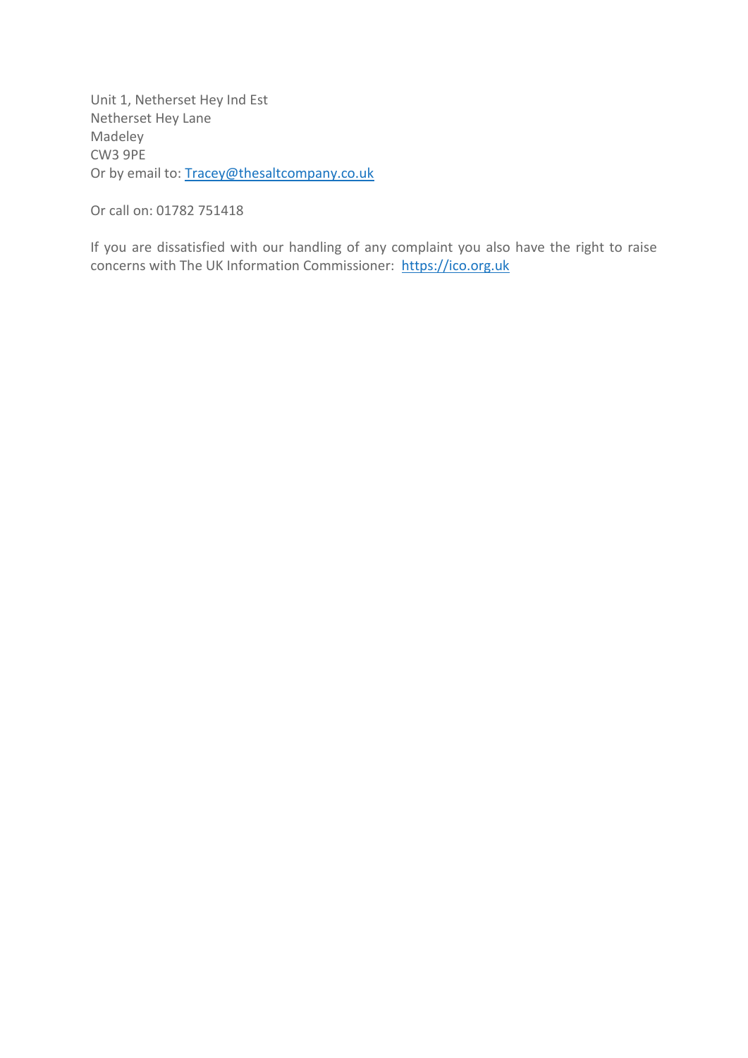Unit 1, Netherset Hey Ind Est
Netherset Hey Lane
Madeley
CW3 9PE
Or by email to: Tracey@thesaltcompany.co.uk

Or call on: 01782 751418

If you are dissatisfied with our handling of any complaint you also have the right to raise concerns with The UK Information Commissioner: https://ico.org.uk